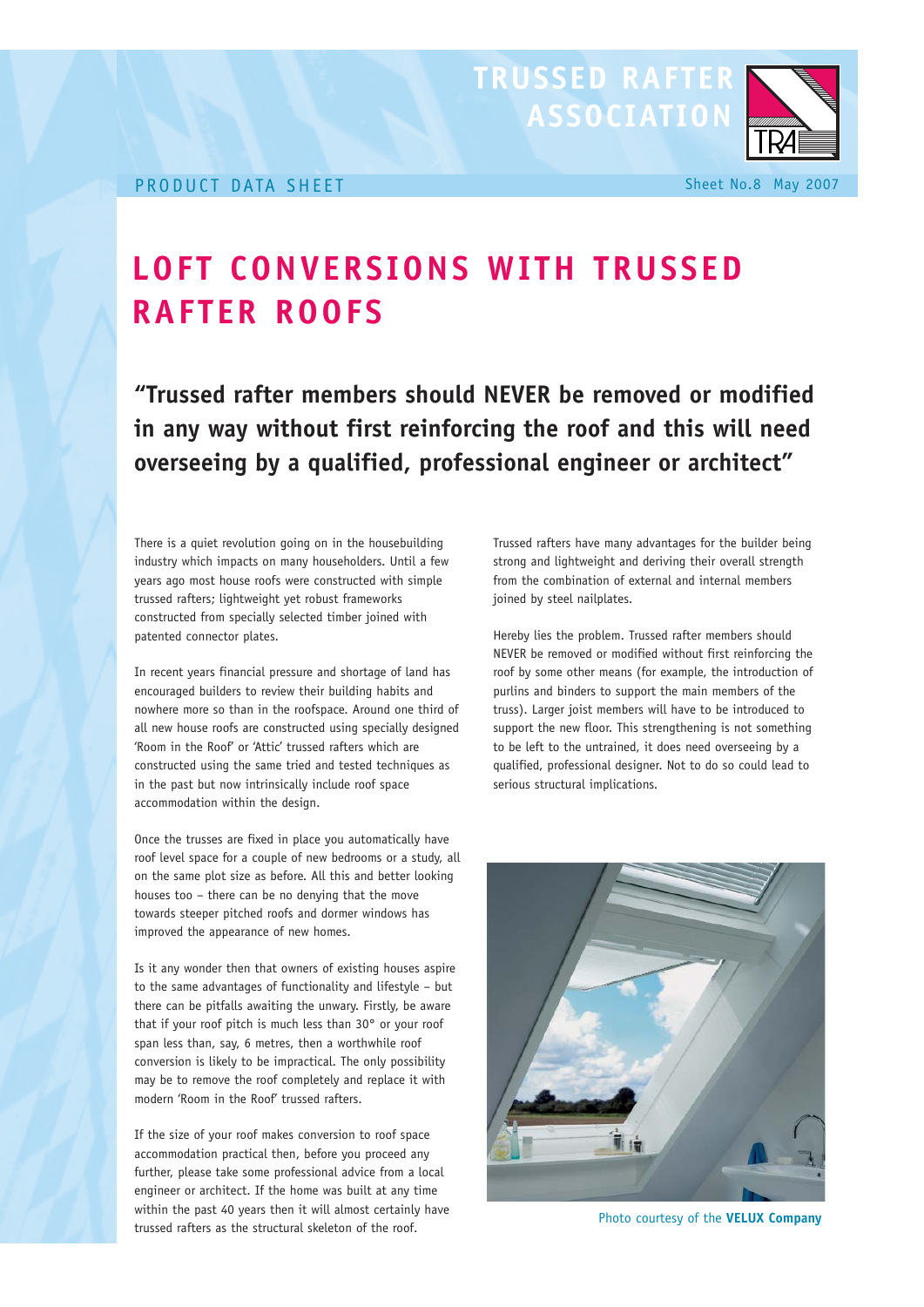TRUSSED RAFTER ASSOCIATION

PRODUCT DATA SHEET

Sheet No.8 May 2007

# LOFT CONVERSIONS WITH TRUSSED RAFTER ROOFS

## "Trussed rafter members should NEVER be removed or modified in any way without first reinforcing the roof and this will need overseeing by a qualified, professional engineer or architect"

There is a quiet revolution going on in the housebuilding industry which impacts on many householders. Until a few years ago most house roofs were constructed with simple trussed rafters; lightweight yet robust frameworks constructed from specially selected timber joined with patented connector plates.

In recent years financial pressure and shortage of land has encouraged builders to review their building habits and nowhere more so than in the roofspace. Around one third of all new house roofs are constructed using specially designed 'Room in the Roof' or 'Attic' trussed rafters which are constructed using the same tried and tested techniques as in the past but now intrinsically include roof space accommodation within the design.

Once the trusses are fixed in place you automatically have roof level space for a couple of new bedrooms or a study, all on the same plot size as before. All this and better looking houses too – there can be no denying that the move towards steeper pitched roofs and dormer windows has improved the appearance of new homes.

Is it any wonder then that owners of existing houses aspire to the same advantages of functionality and lifestyle – but there can be pitfalls awaiting the unwary. Firstly, be aware that if your roof pitch is much less than 30° or your roof span less than, say, 6 metres, then a worthwhile roof conversion is likely to be impractical. The only possibility may be to remove the roof completely and replace it with modern 'Room in the Roof' trussed rafters.

If the size of your roof makes conversion to roof space accommodation practical then, before you proceed any further, please take some professional advice from a local engineer or architect. If the home was built at any time within the past 40 years then it will almost certainly have trussed rafters as the structural skeleton of the roof.

Trussed rafters have many advantages for the builder being strong and lightweight and deriving their overall strength from the combination of external and internal members joined by steel nailplates.

Hereby lies the problem. Trussed rafter members should NEVER be removed or modified without first reinforcing the roof by some other means (for example, the introduction of purlins and binders to support the main members of the truss). Larger joist members will have to be introduced to support the new floor. This strengthening is not something to be left to the untrained, it does need overseeing by a qualified, professional designer. Not to do so could lead to serious structural implications.

Photo courtesy of the **VELUX Company**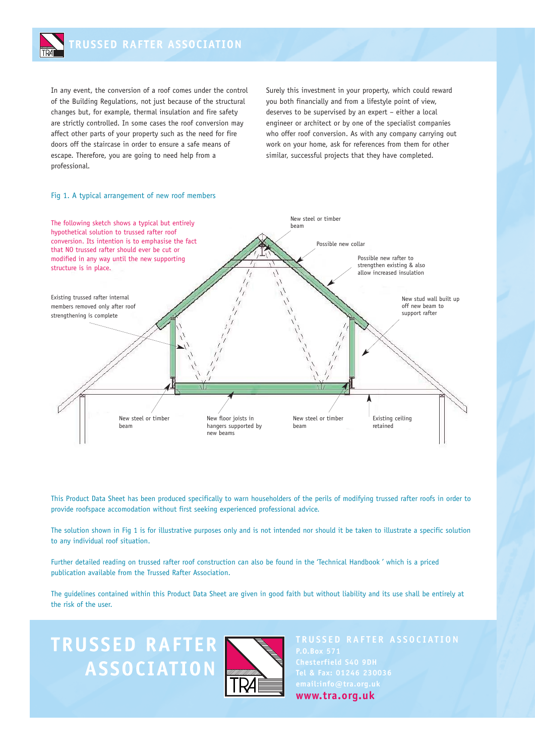In any event, the conversion of a roof comes under the control of the Building Regulations, not just because of the structural changes but, for example, thermal insulation and fire safety are strictly controlled. In some cases the roof conversion may affect other parts of your property such as the need for fire doors off the staircase in order to ensure a safe means of escape. Therefore, you are going to need help from a professional.

Surely this investment in your property, which could reward you both financially and from a lifestyle point of view, deserves to be supervised by an expert – either a local engineer or architect or by one of the specialist companies who offer roof conversion. As with any company carrying out work on your home, ask for references from them for other similar, successful projects that they have completed.

Fig 1. A typical arrangement of new roof members

The following sketch shows a typical but entirely hypothetical solution to trussed rafter roof conversion. Its intention is to emphasise the fact that NO trussed rafter should ever be cut or modified in any way until the new supporting structure is in place.

New steel or timber beam

Possible new collar

Possible new rafter to strengthen existing & also allow increased insulation

Existing trussed rafter internal members removed only after roof strengthening is complete

New stud wall built up off new beam to support rafter

New steel or timber beam

New floor joists in hangers supported by new beams

New steel or timber beam

Existing ceiling retained

This Product Data Sheet has been produced specifically to warn householders of the perils of modifying trussed rafter roofs in order to provide roofspace accomodation without first seeking experienced professional advice.

The solution shown in Fig 1 is for illustrative purposes only and is not intended nor should it be taken to illustrate a specific solution to any individual roof situation.

Further detailed reading on trussed rafter roof construction can also be found in the 'Technical Handbook ' which is a priced publication available from the Trussed Rafter Association.

The guidelines contained within this Product Data Sheet are given in good faith but without liability and its use shall be entirely at the risk of the user.

**TRUSSED RAFTER ASSOCIATION**

TRUSSED RAFTER ASSOCIATION
P.O.Box 571
Chesterfield S40 9DH
Tel & Fax: 01246 230036
email:info@tra.org.uk
**www.tra.org.uk**